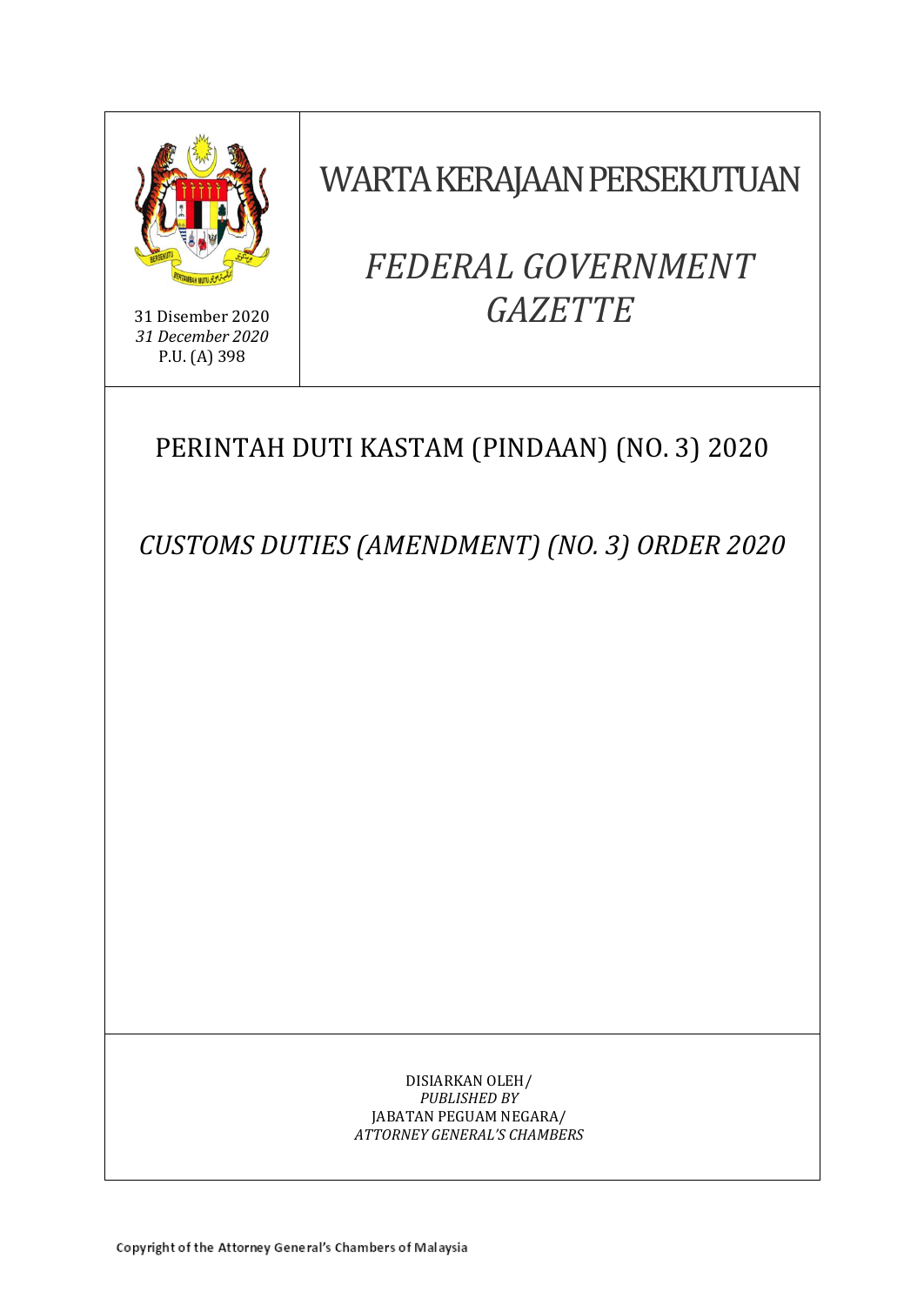31 Disember 2020
*31 December 2020*
P.U. (A) 398

# WARTA KERAJAAN PERSEKUTUAN

# *FEDERAL GOVERNMENT GAZETTE*

## PERINTAH DUTI KASTAM (PINDAAN) (NO. 3) 2020

## *CUSTOMS DUTIES (AMENDMENT) (NO. 3) ORDER 2020*

DISIARKAN OLEH/
*PUBLISHED BY*
JABATAN PEGUAM NEGARA/
*ATTORNEY GENERAL'S CHAMBERS*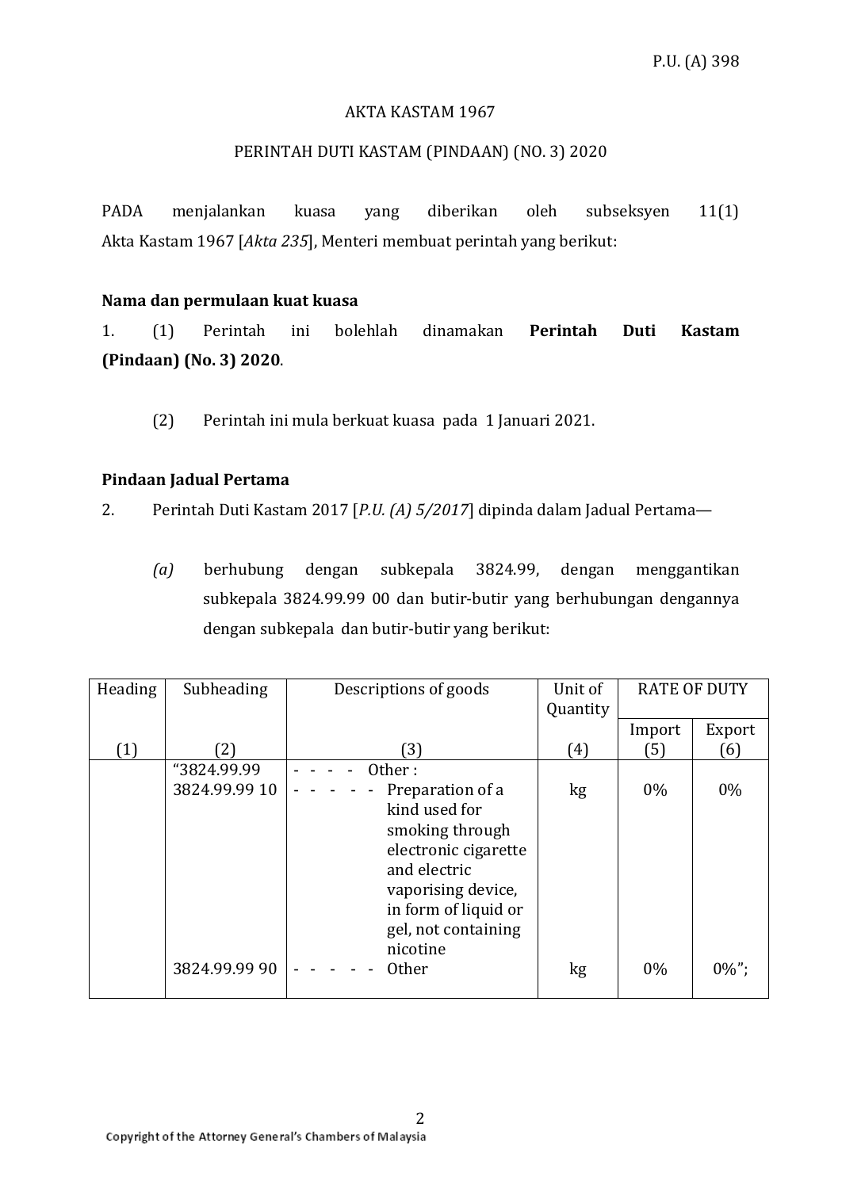P.U. (A) 398

AKTA KASTAM 1967

PERINTAH DUTI KASTAM (PINDAAN) (NO. 3) 2020

PADA menjalankan kuasa yang diberikan oleh subseksyen 11(1) Akta Kastam 1967 [*Akta 235*], Menteri membuat perintah yang berikut:

**Nama dan permulaan kuat kuasa**

1. (1) Perintah ini bolehlah dinamakan **Perintah Duti Kastam (Pindaan) (No. 3) 2020**.

(2) Perintah ini mula berkuat kuasa pada 1 Januari 2021.

**Pindaan Jadual Pertama**

2. Perintah Duti Kastam 2017 [*P.U. (A) 5/2017*] dipinda dalam Jadual Pertama—

*(a)* berhubung dengan subkepala 3824.99, dengan menggantikan subkepala 3824.99.99 00 dan butir-butir yang berhubungan dengannya dengan subkepala dan butir-butir yang berikut:

| Heading | Subheading | Descriptions of goods | Unit of Quantity | RATE OF DUTY | |
|---|---|---|---|---|---|
| | | | | Import | Export |
| (1) | (2) | (3) | (4) | (5) | (6) |
| | "3824.99.99 | - - - - Other : | | | |
| | 3824.99.99 10 | - - - - - Preparation of a kind used for smoking through electronic cigarette and electric vaporising device, in form of liquid or gel, not containing nicotine | kg | 0% | 0% |
| | 3824.99.99 90 | - - - - - Other | kg | 0% | 0%"; |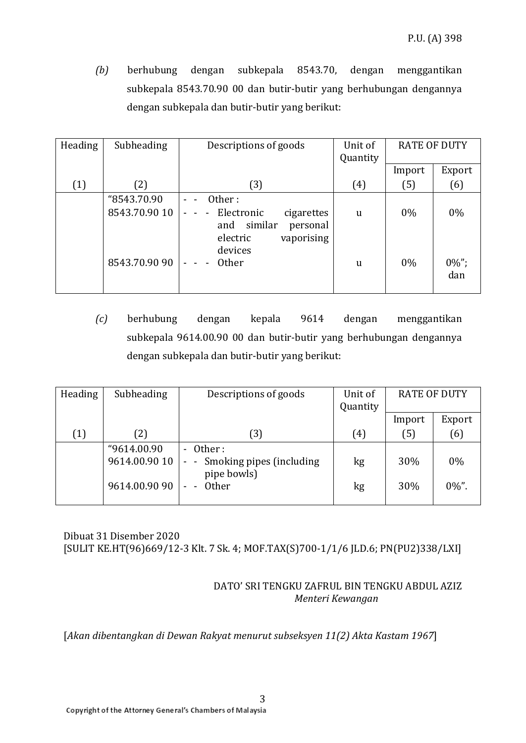*(b)* berhubung dengan subkepala 8543.70, dengan menggantikan subkepala 8543.70.90 00 dan butir-butir yang berhubungan dengannya dengan subkepala dan butir-butir yang berikut:

| Heading | Subheading | Descriptions of goods | Unit of Quantity | RATE OF DUTY | |
|---|---|---|---|---|---|
| | | | | Import | Export |
| (1) | (2) | (3) | (4) | (5) | (6) |
| | "8543.70.90 | - - Other : | | | |
| | 8543.70.90 10 | - - - Electronic cigarettes and similar personal electric vaporising devices | u | 0% | 0% |
| | 8543.70.90 90 | - - - Other | u | 0% | 0%"; dan |

*(c)* berhubung dengan kepala 9614 dengan menggantikan subkepala 9614.00.90 00 dan butir-butir yang berhubungan dengannya dengan subkepala dan butir-butir yang berikut:

| Heading | Subheading | Descriptions of goods | Unit of Quantity | RATE OF DUTY | |
|---|---|---|---|---|---|
| | | | | Import | Export |
| (1) | (2) | (3) | (4) | (5) | (6) |
| | "9614.00.90 | - Other : | | | |
| | 9614.00.90 10 | - - Smoking pipes (including pipe bowls) | kg | 30% | 0% |
| | 9614.00.90 90 | - - Other | kg | 30% | 0%". |

Dibuat 31 Disember 2020
[SULIT KE.HT(96)669/12-3 Klt. 7 Sk. 4; MOF.TAX(S)700-1/1/6 JLD.6; PN(PU2)338/LXI]

DATO' SRI TENGKU ZAFRUL BIN TENGKU ABDUL AZIZ
*Menteri Kewangan*

[*Akan dibentangkan di Dewan Rakyat menurut subseksyen 11(2) Akta Kastam 1967*]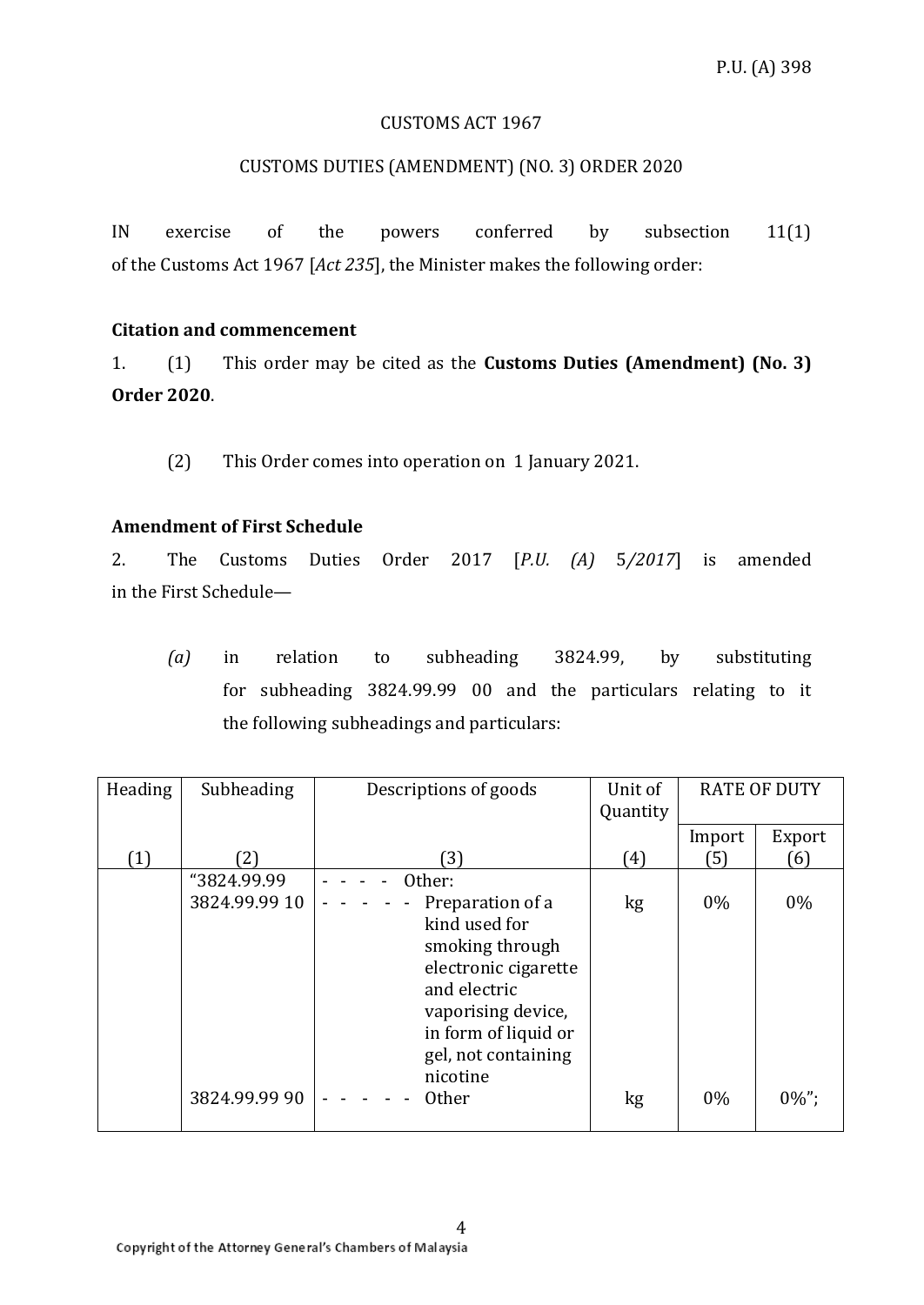P.U. (A) 398

CUSTOMS ACT 1967

CUSTOMS DUTIES (AMENDMENT) (NO. 3) ORDER 2020

IN exercise of the powers conferred by subsection 11(1) of the Customs Act 1967 [*Act 235*], the Minister makes the following order:

**Citation and commencement**

1. (1) This order may be cited as the **Customs Duties (Amendment) (No. 3) Order 2020**.

(2) This Order comes into operation on 1 January 2021.

**Amendment of First Schedule**

2. The Customs Duties Order 2017 [*P.U. (A) 5/2017*] is amended in the First Schedule—

*(a)* in relation to subheading 3824.99, by substituting for subheading 3824.99.99 00 and the particulars relating to it the following subheadings and particulars:

| Heading | Subheading | Descriptions of goods | Unit of Quantity | RATE OF DUTY | |
|---|---|---|---|---|---|
| | | | | Import | Export |
| (1) | (2) | (3) | (4) | (5) | (6) |
| | "3824.99 | - - - - Other: | | | |
| | 3824.99.99 10 | - - - - - Preparation of a kind used for smoking through electronic cigarette and electric vaporising device, in form of liquid or gel, not containing nicotine | kg | 0% | 0% |
| | 3824.99.99 90 | - - - - - Other | kg | 0% | 0%"; |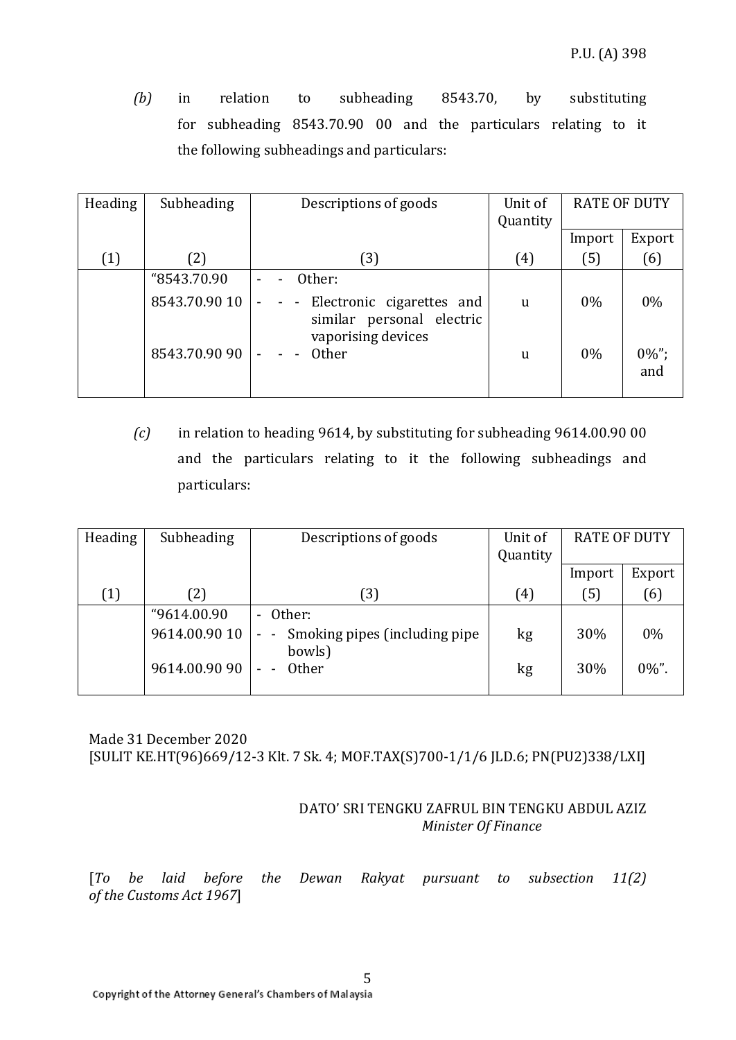*(b)* in relation to subheading 8543.70, by substituting for subheading 8543.70.90 00 and the particulars relating to it the following subheadings and particulars:

| Heading | Subheading | Descriptions of goods | Unit of Quantity | RATE OF DUTY | |
|---|---|---|---|---|---|
| | | | | Import | Export |
| (1) | (2) | (3) | (4) | (5) | (6) |
| | "8543.70.90 | - - Other: | | | |
| | 8543.70.90 10 | - - - Electronic cigarettes and similar personal electric vaporising devices | u | 0% | 0% |
| | 8543.70.90 90 | - - - Other | u | 0% | 0%"; and |

*(c)* in relation to heading 9614, by substituting for subheading 9614.00.90 00 and the particulars relating to it the following subheadings and particulars:

| Heading | Subheading | Descriptions of goods | Unit of Quantity | RATE OF DUTY | |
|---|---|---|---|---|---|
| | | | | Import | Export |
| (1) | (2) | (3) | (4) | (5) | (6) |
| | "9614.00.90 | - Other: | | | |
| | 9614.00.90 10 | - - Smoking pipes (including pipe bowls) | kg | 30% | 0% |
| | 9614.00.90 90 | - - Other | kg | 30% | 0%". |

Made 31 December 2020
[SULIT KE.HT(96)669/12-3 Klt. 7 Sk. 4; MOF.TAX(S)700-1/1/6 JLD.6; PN(PU2)338/LXI]

DATO' SRI TENGKU ZAFRUL BIN TENGKU ABDUL AZIZ
*Minister Of Finance*

[*To be laid before the Dewan Rakyat pursuant to subsection 11(2) of the Customs Act 1967*]